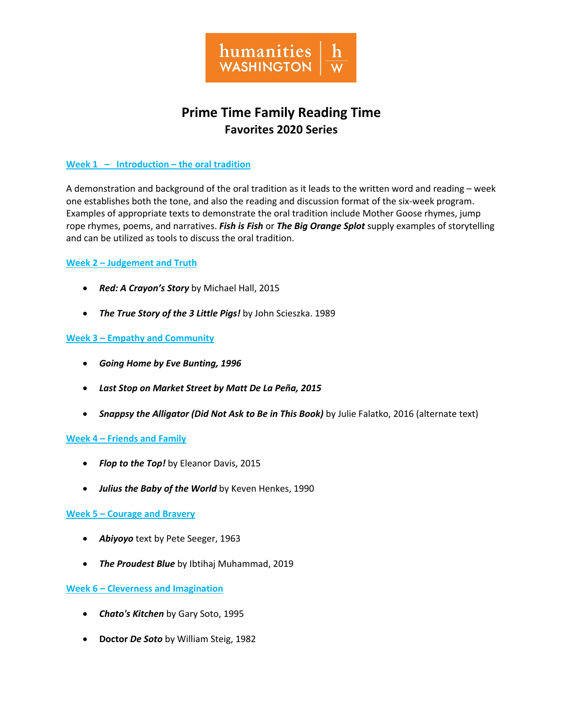humanities WASHINGTON | h w

# Prime Time Family Reading Time
## Favorites 2020 Series

### Week 1 – Introduction – the oral tradition

A demonstration and background of the oral tradition as it leads to the written word and reading – week one establishes both the tone, and also the reading and discussion format of the six-week program. Examples of appropriate texts to demonstrate the oral tradition include Mother Goose rhymes, jump rope rhymes, poems, and narratives. ***Fish is Fish*** or ***The Big Orange Splot*** supply examples of storytelling and can be utilized as tools to discuss the oral tradition.

### Week 2 – Judgement and Truth

- ***Red: A Crayon's Story*** by Michael Hall, 2015
- ***The True Story of the 3 Little Pigs!*** by John Scieszka. 1989

### Week 3 – Empathy and Community

- ***Going Home by Eve Bunting, 1996***
- ***Last Stop on Market Street by Matt De La Peña, 2015***
- ***Snappsy the Alligator (Did Not Ask to Be in This Book)*** by Julie Falatko, 2016 (alternate text)

### Week 4 – Friends and Family

- ***Flop to the Top!*** by Eleanor Davis, 2015
- ***Julius the Baby of the World*** by Keven Henkes, 1990

### Week 5 – Courage and Bravery

- ***Abiyoyo*** text by Pete Seeger, 1963
- ***The Proudest Blue*** by Ibtihaj Muhammad, 2019

### Week 6 – Cleverness and Imagination

- ***Chato's Kitchen*** by Gary Soto, 1995
- **Doctor *De Soto*** by William Steig, 1982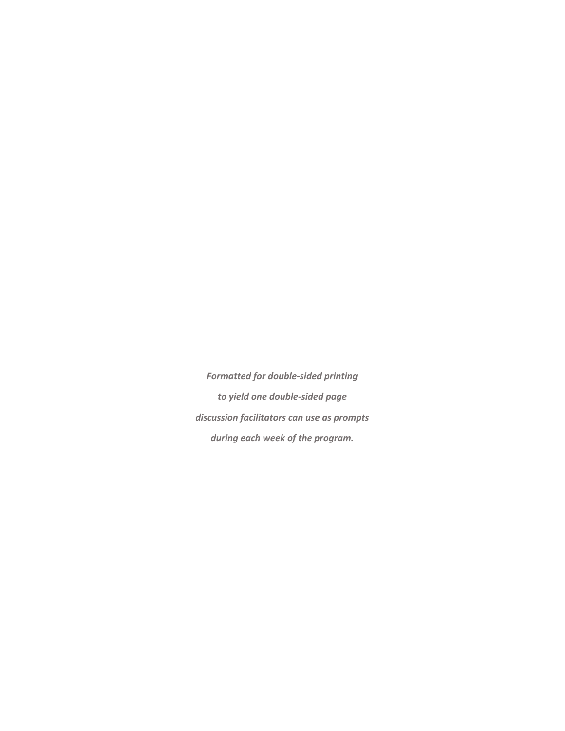*Formatted for double-sided printing*

*to yield one double-sided page*

*discussion facilitators can use as prompts*

*during each week of the program.*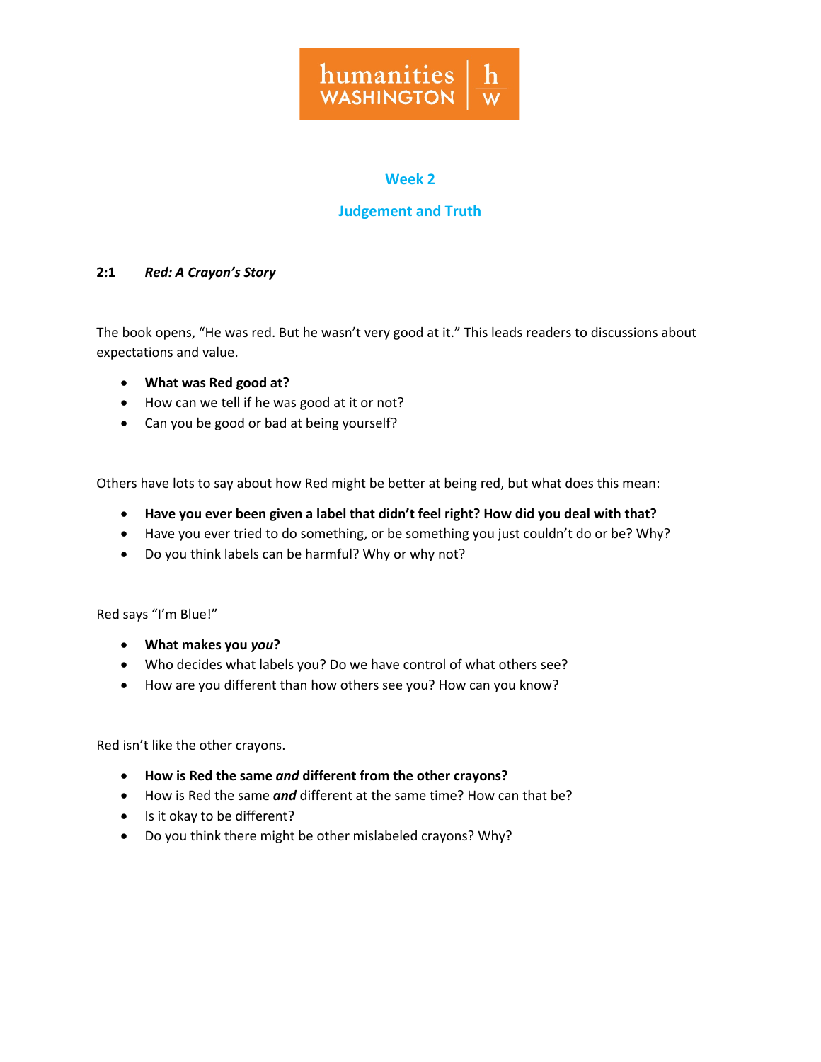humanities WASHINGTON | h w

## Week 2

## Judgement and Truth

### 2:1 *Red: A Crayon's Story*

The book opens, "He was red. But he wasn't very good at it." This leads readers to discussions about expectations and value.

- **What was Red good at?**
- How can we tell if he was good at it or not?
- Can you be good or bad at being yourself?

Others have lots to say about how Red might be better at being red, but what does this mean:

- **Have you ever been given a label that didn't feel right? How did you deal with that?**
- Have you ever tried to do something, or be something you just couldn't do or be? Why?
- Do you think labels can be harmful? Why or why not?

Red says "I'm Blue!"

- **What makes you *you*?**
- Who decides what labels you? Do we have control of what others see?
- How are you different than how others see you? How can you know?

Red isn't like the other crayons.

- **How is Red the same *and* different from the other crayons?**
- How is Red the same ***and*** different at the same time? How can that be?
- Is it okay to be different?
- Do you think there might be other mislabeled crayons? Why?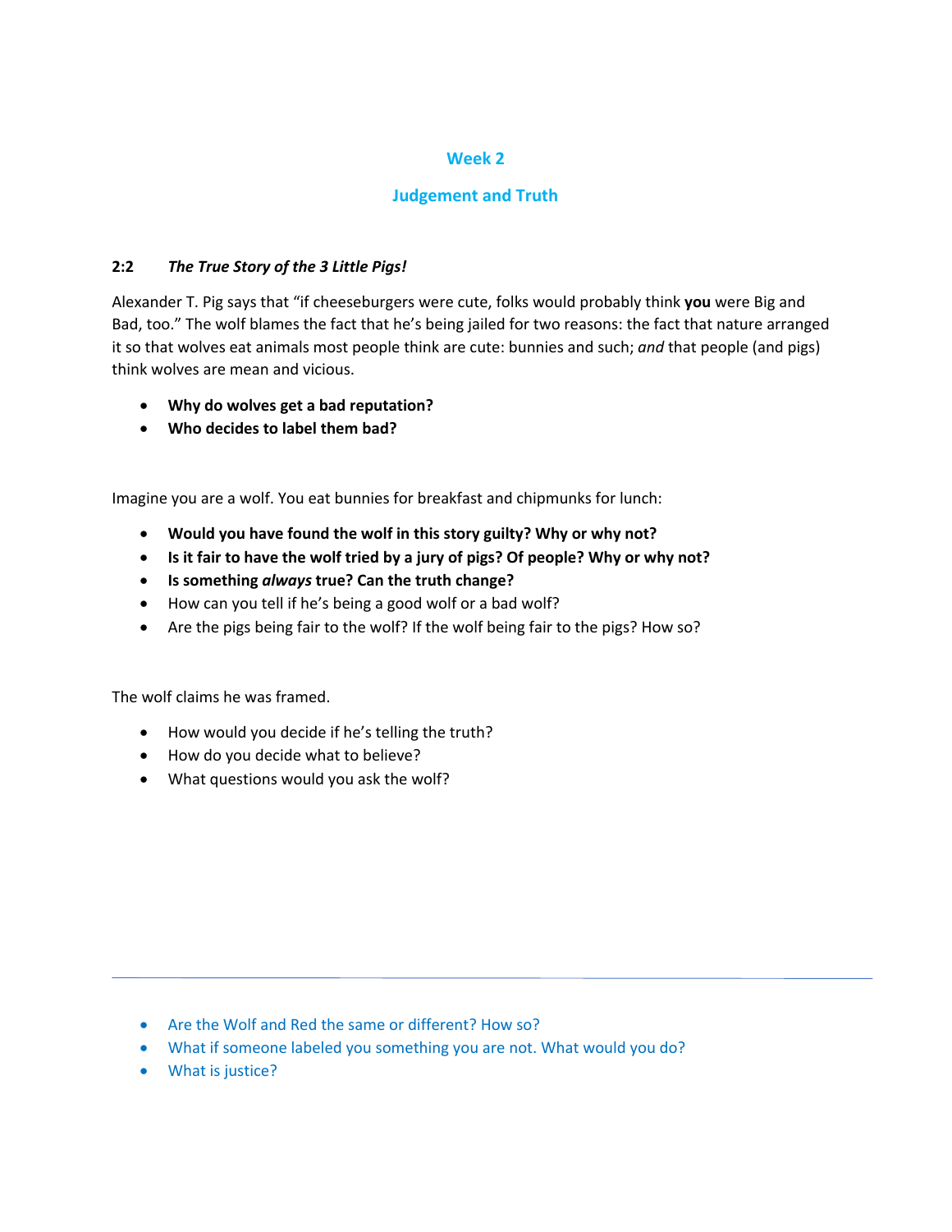## Week 2

## Judgement and Truth

### 2:2 *The True Story of the 3 Little Pigs!*

Alexander T. Pig says that "if cheeseburgers were cute, folks would probably think **you** were Big and Bad, too." The wolf blames the fact that he's being jailed for two reasons: the fact that nature arranged it so that wolves eat animals most people think are cute: bunnies and such; *and* that people (and pigs) think wolves are mean and vicious.

- **Why do wolves get a bad reputation?**
- **Who decides to label them bad?**

Imagine you are a wolf. You eat bunnies for breakfast and chipmunks for lunch:

- **Would you have found the wolf in this story guilty? Why or why not?**
- **Is it fair to have the wolf tried by a jury of pigs? Of people? Why or why not?**
- **Is something *always* true? Can the truth change?**
- How can you tell if he's being a good wolf or a bad wolf?
- Are the pigs being fair to the wolf? If the wolf being fair to the pigs? How so?

The wolf claims he was framed.

- How would you decide if he's telling the truth?
- How do you decide what to believe?
- What questions would you ask the wolf?

---

- Are the Wolf and Red the same or different? How so?
- What if someone labeled you something you are not. What would you do?
- What is justice?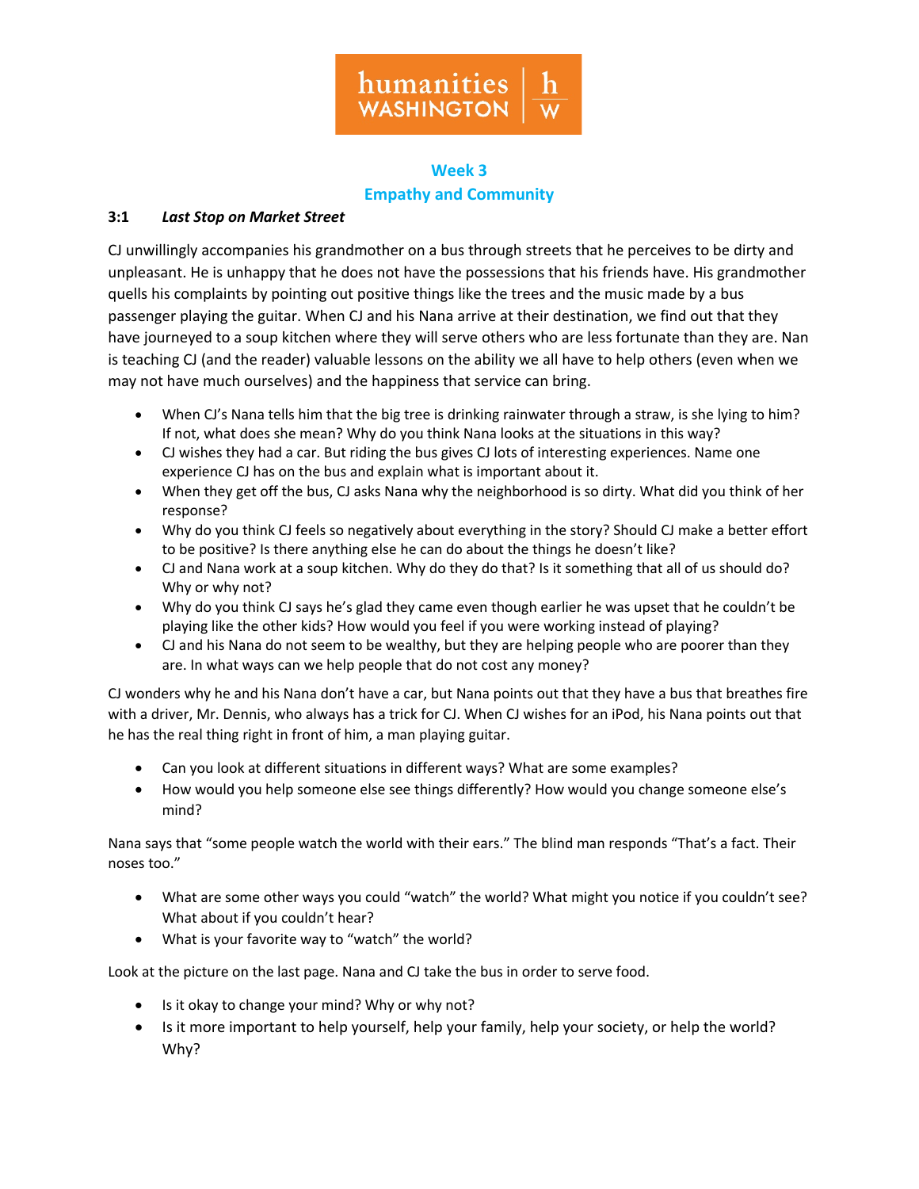humanities WASHINGTON | h w

## Week 3
## Empathy and Community

**3:1** ***Last Stop on Market Street***

CJ unwillingly accompanies his grandmother on a bus through streets that he perceives to be dirty and unpleasant. He is unhappy that he does not have the possessions that his friends have. His grandmother quells his complaints by pointing out positive things like the trees and the music made by a bus passenger playing the guitar. When CJ and his Nana arrive at their destination, we find out that they have journeyed to a soup kitchen where they will serve others who are less fortunate than they are. Nan is teaching CJ (and the reader) valuable lessons on the ability we all have to help others (even when we may not have much ourselves) and the happiness that service can bring.

- When CJ's Nana tells him that the big tree is drinking rainwater through a straw, is she lying to him? If not, what does she mean? Why do you think Nana looks at the situations in this way?
- CJ wishes they had a car. But riding the bus gives CJ lots of interesting experiences. Name one experience CJ has on the bus and explain what is important about it.
- When they get off the bus, CJ asks Nana why the neighborhood is so dirty. What did you think of her response?
- Why do you think CJ feels so negatively about everything in the story? Should CJ make a better effort to be positive? Is there anything else he can do about the things he doesn't like?
- CJ and Nana work at a soup kitchen. Why do they do that? Is it something that all of us should do? Why or why not?
- Why do you think CJ says he's glad they came even though earlier he was upset that he couldn't be playing like the other kids? How would you feel if you were working instead of playing?
- CJ and his Nana do not seem to be wealthy, but they are helping people who are poorer than they are. In what ways can we help people that do not cost any money?

CJ wonders why he and his Nana don't have a car, but Nana points out that they have a bus that breathes fire with a driver, Mr. Dennis, who always has a trick for CJ. When CJ wishes for an iPod, his Nana points out that he has the real thing right in front of him, a man playing guitar.

- Can you look at different situations in different ways? What are some examples?
- How would you help someone else see things differently? How would you change someone else's mind?

Nana says that "some people watch the world with their ears." The blind man responds "That's a fact. Their noses too."

- What are some other ways you could "watch" the world? What might you notice if you couldn't see? What about if you couldn't hear?
- What is your favorite way to "watch" the world?

Look at the picture on the last page. Nana and CJ take the bus in order to serve food.

- Is it okay to change your mind? Why or why not?
- Is it more important to help yourself, help your family, help your society, or help the world? Why?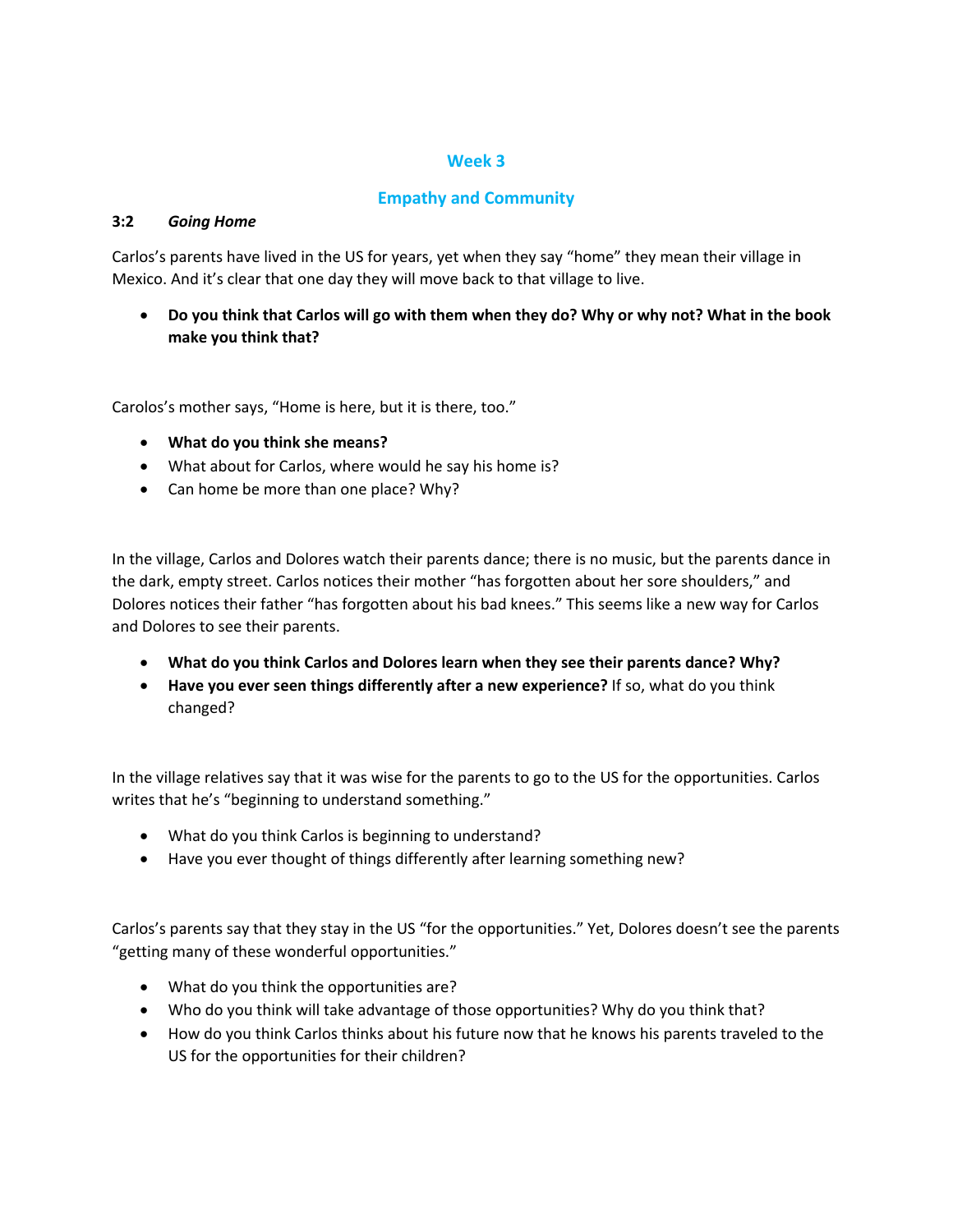## Week 3

## Empathy and Community

**3:2** ***Going Home***

Carlos's parents have lived in the US for years, yet when they say "home" they mean their village in Mexico. And it's clear that one day they will move back to that village to live.

- **Do you think that Carlos will go with them when they do? Why or why not? What in the book make you think that?**

Carolos's mother says, "Home is here, but it is there, too."

- **What do you think she means?**
- What about for Carlos, where would he say his home is?
- Can home be more than one place? Why?

In the village, Carlos and Dolores watch their parents dance; there is no music, but the parents dance in the dark, empty street. Carlos notices their mother "has forgotten about her sore shoulders," and Dolores notices their father "has forgotten about his bad knees." This seems like a new way for Carlos and Dolores to see their parents.

- **What do you think Carlos and Dolores learn when they see their parents dance? Why?**
- **Have you ever seen things differently after a new experience?** If so, what do you think changed?

In the village relatives say that it was wise for the parents to go to the US for the opportunities. Carlos writes that he's "beginning to understand something."

- What do you think Carlos is beginning to understand?
- Have you ever thought of things differently after learning something new?

Carlos's parents say that they stay in the US "for the opportunities." Yet, Dolores doesn't see the parents "getting many of these wonderful opportunities."

- What do you think the opportunities are?
- Who do you think will take advantage of those opportunities? Why do you think that?
- How do you think Carlos thinks about his future now that he knows his parents traveled to the US for the opportunities for their children?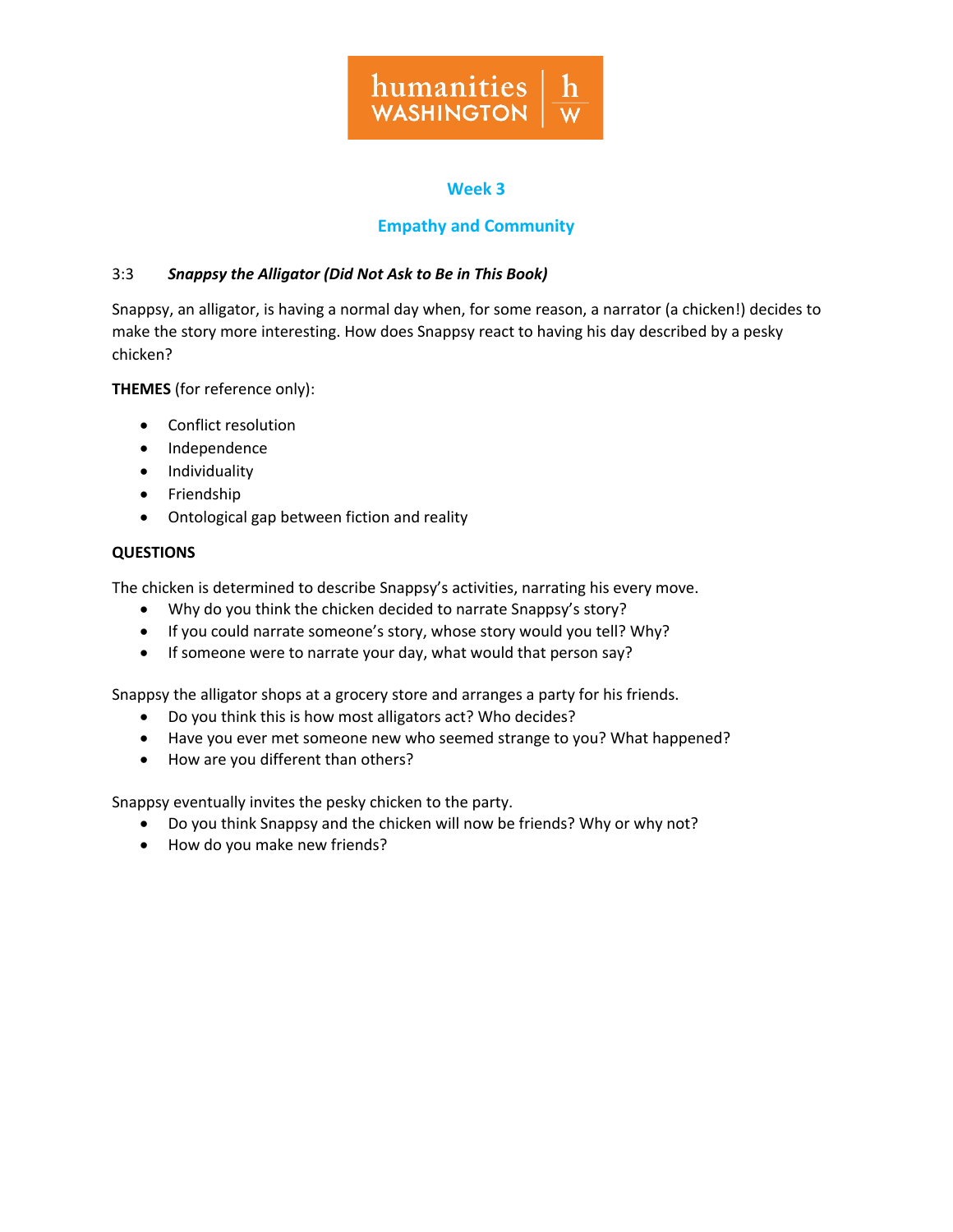humanities WASHINGTON | h w

## Week 3

## Empathy and Community

3:3 ***Snappsy the Alligator (Did Not Ask to Be in This Book)***

Snappsy, an alligator, is having a normal day when, for some reason, a narrator (a chicken!) decides to make the story more interesting. How does Snappsy react to having his day described by a pesky chicken?

**THEMES** (for reference only):

- Conflict resolution
- Independence
- Individuality
- Friendship
- Ontological gap between fiction and reality

**QUESTIONS**

The chicken is determined to describe Snappsy's activities, narrating his every move.

- Why do you think the chicken decided to narrate Snappsy's story?
- If you could narrate someone's story, whose story would you tell? Why?
- If someone were to narrate your day, what would that person say?

Snappsy the alligator shops at a grocery store and arranges a party for his friends.

- Do you think this is how most alligators act? Who decides?
- Have you ever met someone new who seemed strange to you? What happened?
- How are you different than others?

Snappsy eventually invites the pesky chicken to the party.

- Do you think Snappsy and the chicken will now be friends? Why or why not?
- How do you make new friends?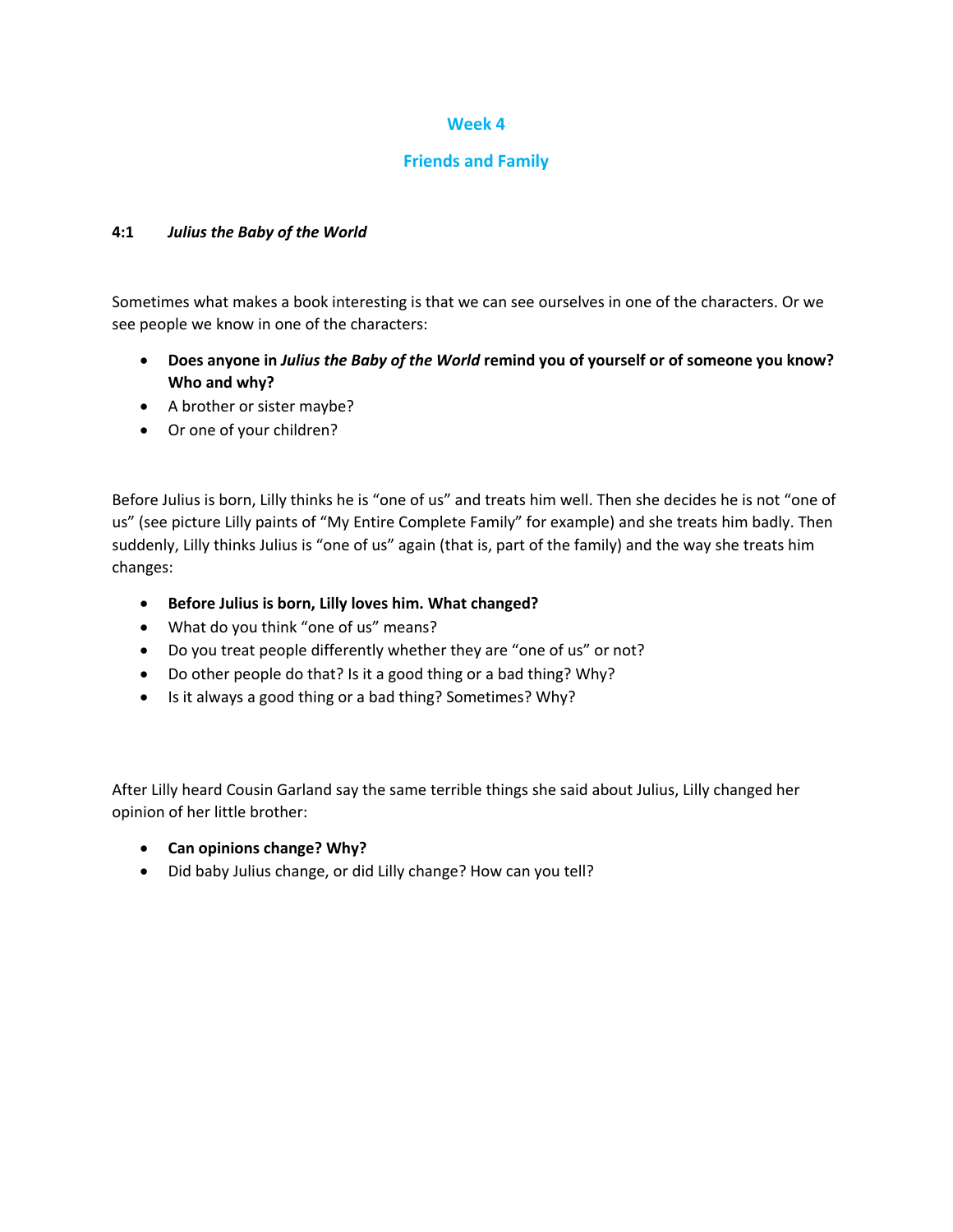## Week 4

## Friends and Family

### 4:1 *Julius the Baby of the World*

Sometimes what makes a book interesting is that we can see ourselves in one of the characters. Or we see people we know in one of the characters:

- **Does anyone in *Julius the Baby of the World* remind you of yourself or of someone you know? Who and why?**
- A brother or sister maybe?
- Or one of your children?

Before Julius is born, Lilly thinks he is "one of us" and treats him well. Then she decides he is not "one of us" (see picture Lilly paints of "My Entire Complete Family" for example) and she treats him badly. Then suddenly, Lilly thinks Julius is "one of us" again (that is, part of the family) and the way she treats him changes:

- **Before Julius is born, Lilly loves him. What changed?**
- What do you think "one of us" means?
- Do you treat people differently whether they are "one of us" or not?
- Do other people do that? Is it a good thing or a bad thing? Why?
- Is it always a good thing or a bad thing? Sometimes? Why?

After Lilly heard Cousin Garland say the same terrible things she said about Julius, Lilly changed her opinion of her little brother:

- **Can opinions change? Why?**
- Did baby Julius change, or did Lilly change? How can you tell?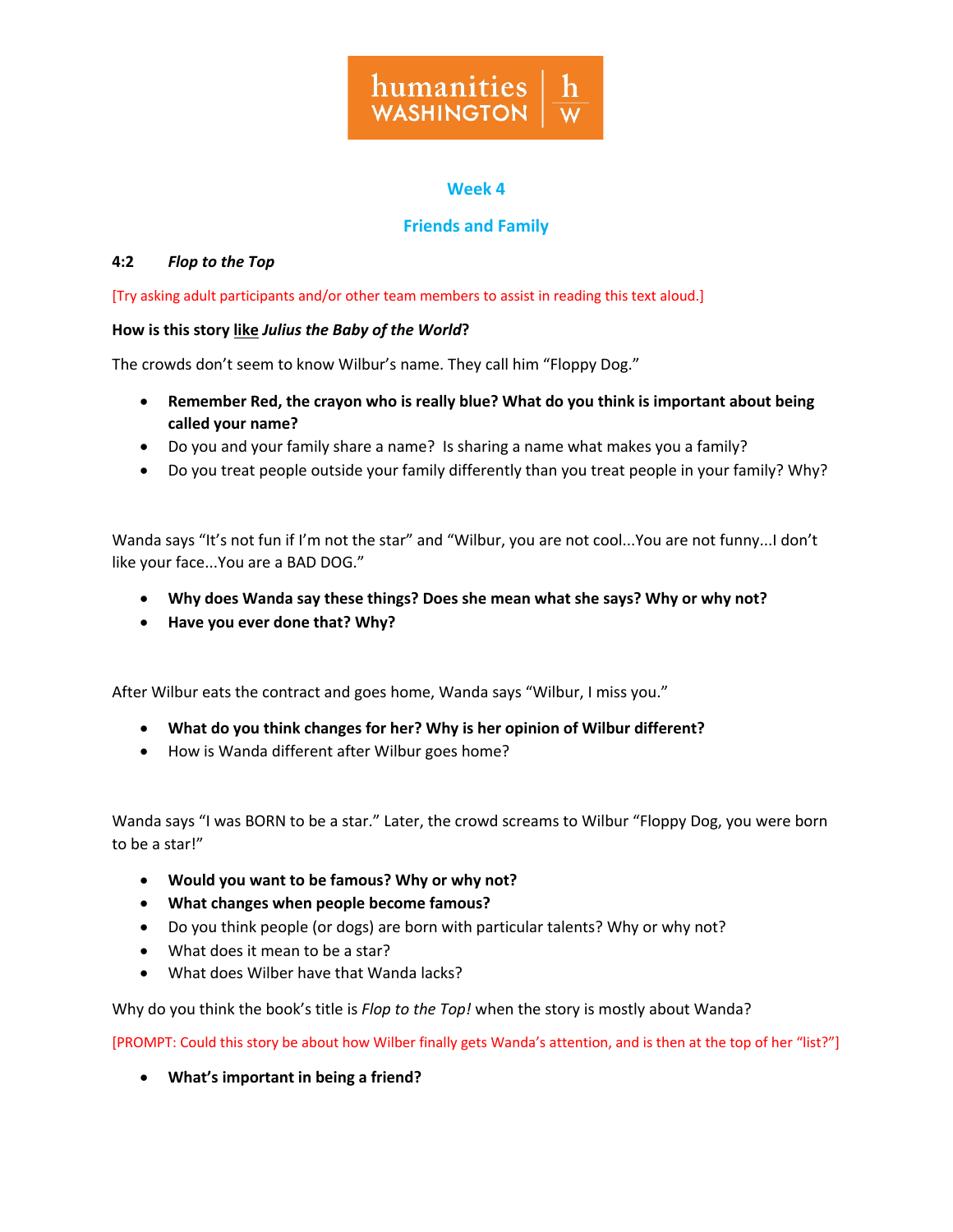humanities WASHINGTON | h w

## Week 4

## Friends and Family

**4:2 *Flop to the Top***

[Try asking adult participants and/or other team members to assist in reading this text aloud.]

**How is this story like *Julius the Baby of the World*?**

The crowds don't seem to know Wilbur's name. They call him "Floppy Dog."

- **Remember Red, the crayon who is really blue? What do you think is important about being called your name?**
- Do you and your family share a name? Is sharing a name what makes you a family?
- Do you treat people outside your family differently than you treat people in your family? Why?

Wanda says "It's not fun if I'm not the star" and "Wilbur, you are not cool...You are not funny...I don't like your face...You are a BAD DOG."

- **Why does Wanda say these things? Does she mean what she says? Why or why not?**
- **Have you ever done that? Why?**

After Wilbur eats the contract and goes home, Wanda says "Wilbur, I miss you."

- **What do you think changes for her? Why is her opinion of Wilbur different?**
- How is Wanda different after Wilbur goes home?

Wanda says "I was BORN to be a star." Later, the crowd screams to Wilbur "Floppy Dog, you were born to be a star!"

- **Would you want to be famous? Why or why not?**
- **What changes when people become famous?**
- Do you think people (or dogs) are born with particular talents? Why or why not?
- What does it mean to be a star?
- What does Wilber have that Wanda lacks?

Why do you think the book's title is *Flop to the Top!* when the story is mostly about Wanda?

[PROMPT: Could this story be about how Wilber finally gets Wanda's attention, and is then at the top of her "list?"]

- **What's important in being a friend?**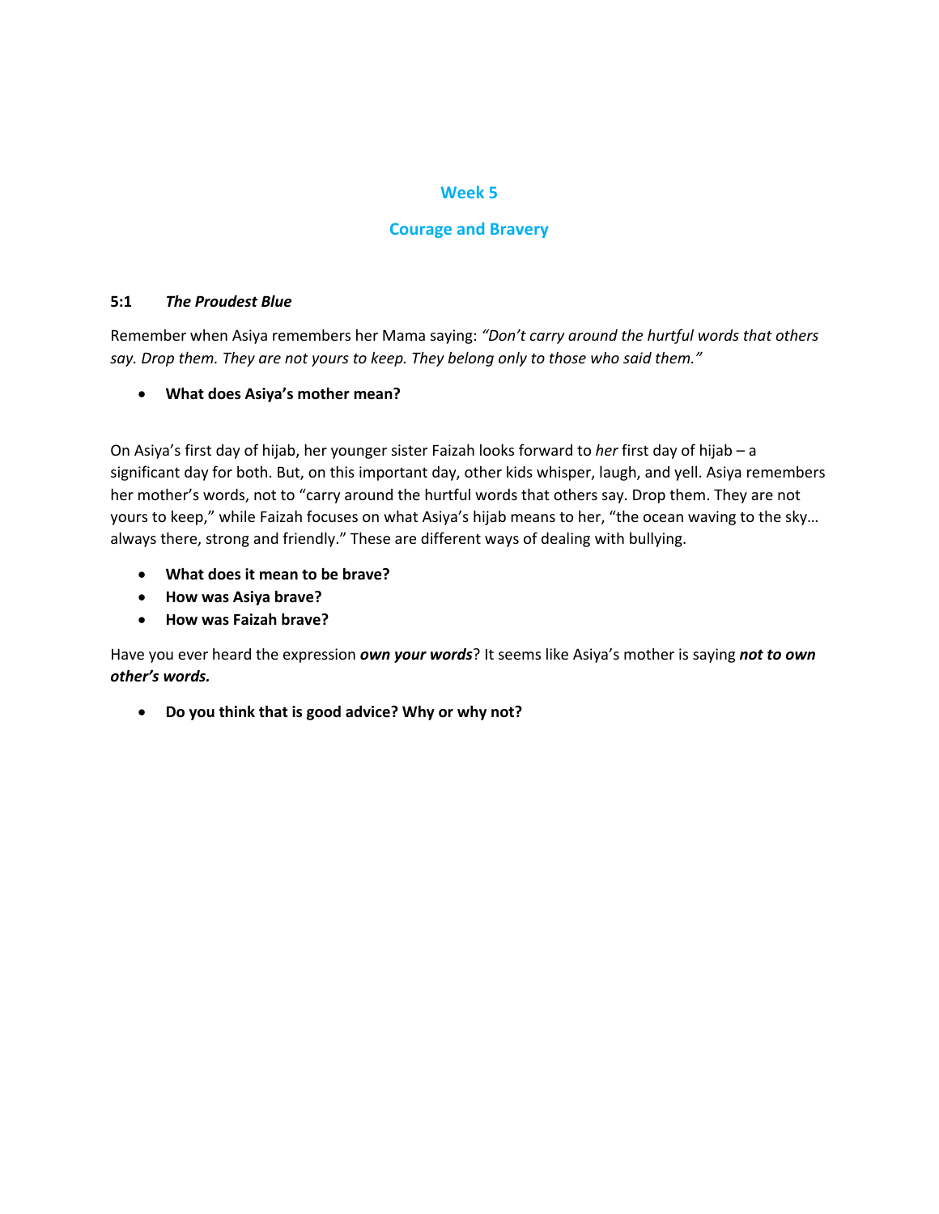## Week 5

## Courage and Bravery

### 5:1 *The Proudest Blue*

Remember when Asiya remembers her Mama saying: *"Don't carry around the hurtful words that others say. Drop them. They are not yours to keep. They belong only to those who said them."*

- **What does Asiya's mother mean?**

On Asiya's first day of hijab, her younger sister Faizah looks forward to *her* first day of hijab – a significant day for both. But, on this important day, other kids whisper, laugh, and yell. Asiya remembers her mother's words, not to "carry around the hurtful words that others say. Drop them. They are not yours to keep," while Faizah focuses on what Asiya's hijab means to her, "the ocean waving to the sky… always there, strong and friendly." These are different ways of dealing with bullying.

- **What does it mean to be brave?**
- **How was Asiya brave?**
- **How was Faizah brave?**

Have you ever heard the expression ***own your words***? It seems like Asiya's mother is saying ***not to own other's words.***

- **Do you think that is good advice? Why or why not?**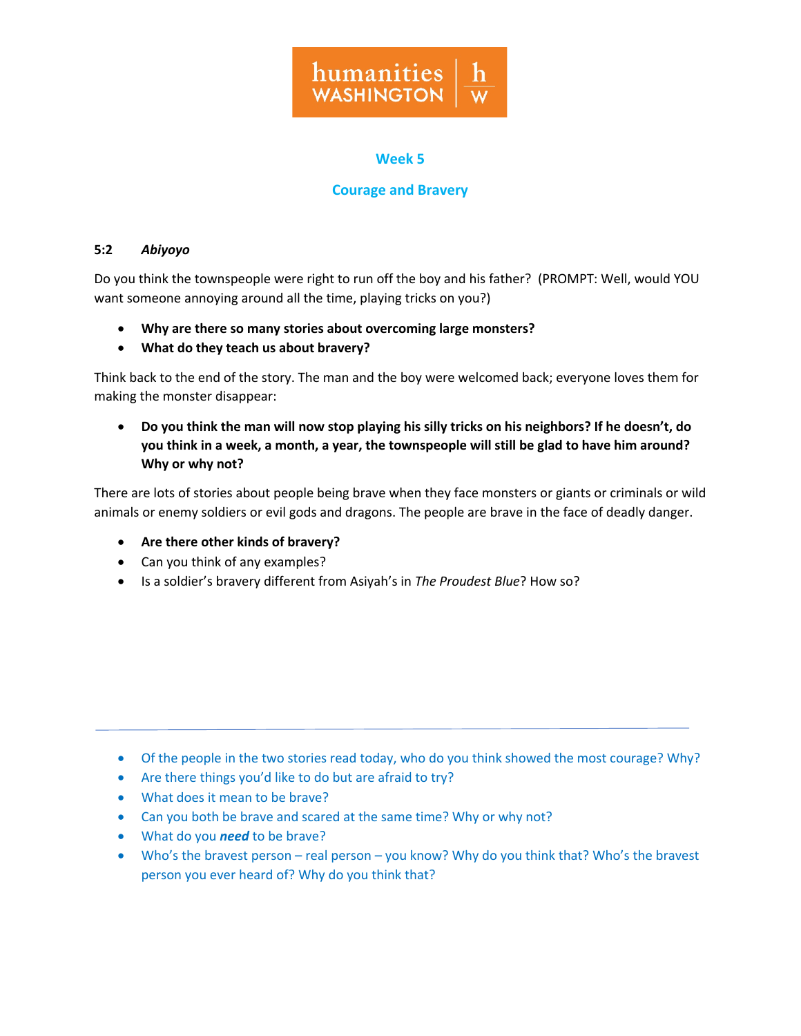humanities WASHINGTON | h W

## Week 5

## Courage and Bravery

**5:2** ***Abiyoyo***

Do you think the townspeople were right to run off the boy and his father? (PROMPT: Well, would YOU want someone annoying around all the time, playing tricks on you?)

- **Why are there so many stories about overcoming large monsters?**
- **What do they teach us about bravery?**

Think back to the end of the story. The man and the boy were welcomed back; everyone loves them for making the monster disappear:

- **Do you think the man will now stop playing his silly tricks on his neighbors? If he doesn't, do you think in a week, a month, a year, the townspeople will still be glad to have him around? Why or why not?**

There are lots of stories about people being brave when they face monsters or giants or criminals or wild animals or enemy soldiers or evil gods and dragons. The people are brave in the face of deadly danger.

- **Are there other kinds of bravery?**
- Can you think of any examples?
- Is a soldier's bravery different from Asiyah's in *The Proudest Blue*? How so?

---

- Of the people in the two stories read today, who do you think showed the most courage? Why?
- Are there things you'd like to do but are afraid to try?
- What does it mean to be brave?
- Can you both be brave and scared at the same time? Why or why not?
- What do you ***need*** to be brave?
- Who's the bravest person – real person – you know? Why do you think that? Who's the bravest person you ever heard of? Why do you think that?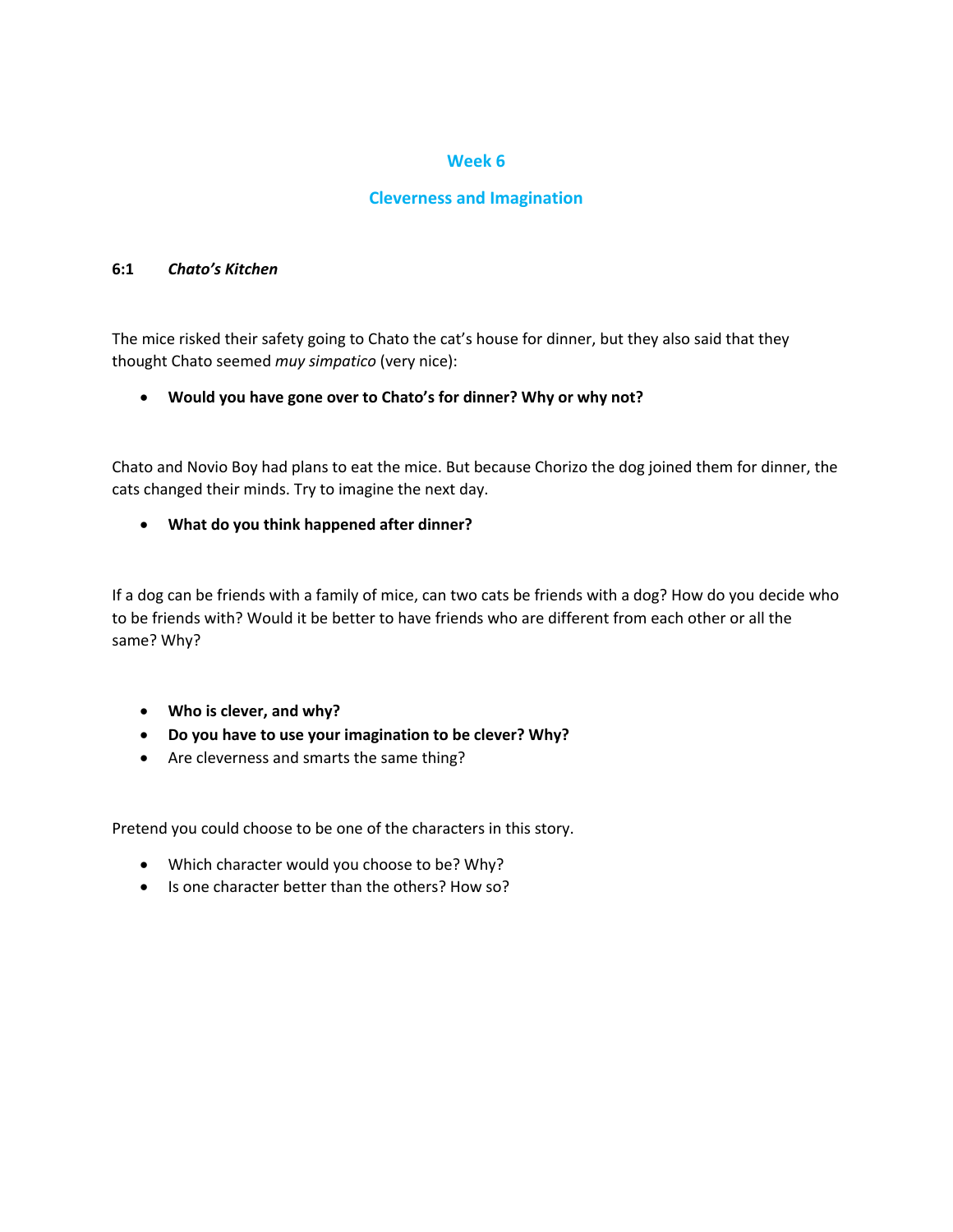## Week 6

## Cleverness and Imagination

### 6:1 *Chato's Kitchen*

The mice risked their safety going to Chato the cat's house for dinner, but they also said that they thought Chato seemed *muy simpatico* (very nice):

- **Would you have gone over to Chato's for dinner? Why or why not?**

Chato and Novio Boy had plans to eat the mice. But because Chorizo the dog joined them for dinner, the cats changed their minds. Try to imagine the next day.

- **What do you think happened after dinner?**

If a dog can be friends with a family of mice, can two cats be friends with a dog? How do you decide who to be friends with? Would it be better to have friends who are different from each other or all the same? Why?

- **Who is clever, and why?**
- **Do you have to use your imagination to be clever? Why?**
- Are cleverness and smarts the same thing?

Pretend you could choose to be one of the characters in this story.

- Which character would you choose to be? Why?
- Is one character better than the others? How so?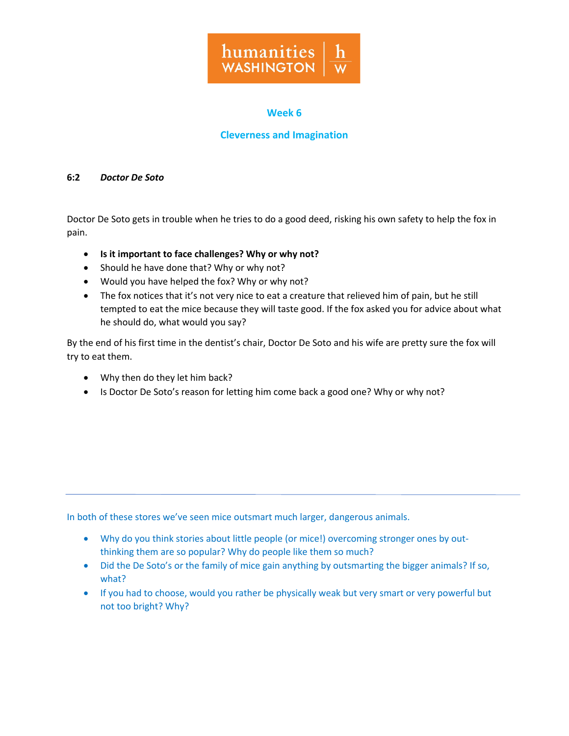humanities WASHINGTON | h w

## Week 6

## Cleverness and Imagination

### 6:2 *Doctor De Soto*

Doctor De Soto gets in trouble when he tries to do a good deed, risking his own safety to help the fox in pain.

- **Is it important to face challenges? Why or why not?**
- Should he have done that? Why or why not?
- Would you have helped the fox? Why or why not?
- The fox notices that it's not very nice to eat a creature that relieved him of pain, but he still tempted to eat the mice because they will taste good. If the fox asked you for advice about what he should do, what would you say?

By the end of his first time in the dentist's chair, Doctor De Soto and his wife are pretty sure the fox will try to eat them.

- Why then do they let him back?
- Is Doctor De Soto's reason for letting him come back a good one? Why or why not?

---

In both of these stores we've seen mice outsmart much larger, dangerous animals.

- Why do you think stories about little people (or mice!) overcoming stronger ones by out-thinking them are so popular? Why do people like them so much?
- Did the De Soto's or the family of mice gain anything by outsmarting the bigger animals? If so, what?
- If you had to choose, would you rather be physically weak but very smart or very powerful but not too bright? Why?